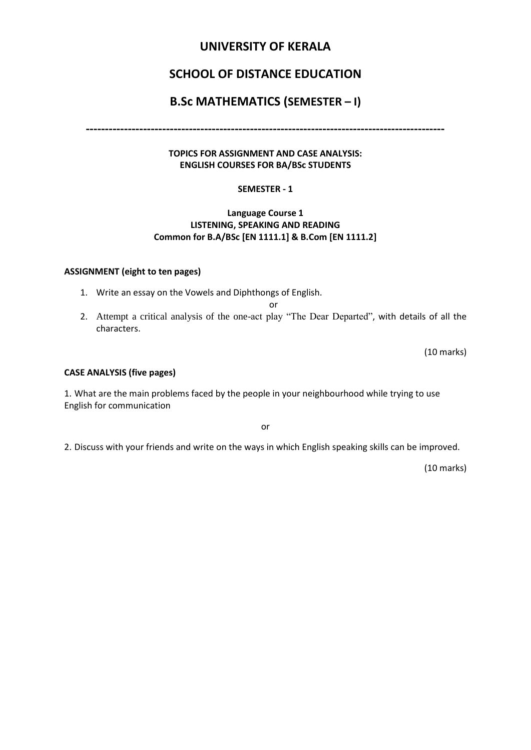# UNIVERSITY OF KERALA

# SCHOOL OF DISTANCE EDUCATION

# B.Sc MATHEMATICS (SEMESTER – I)

---

**TOPICS FOR ASSIGNMENT AND CASE ANALYSIS:**
**ENGLISH COURSES FOR BA/BSc STUDENTS**

**SEMESTER - 1**

**Language Course 1**
**LISTENING, SPEAKING AND READING**
**Common for B.A/BSc [EN 1111.1] & B.Com [EN 1111.2]**

**ASSIGNMENT (eight to ten pages)**

1. Write an essay on the Vowels and Diphthongs of English.

   or

2. Attempt a critical analysis of the one-act play "The Dear Departed", with details of all the characters.

(10 marks)

**CASE ANALYSIS (five pages)**

1. What are the main problems faced by the people in your neighbourhood while trying to use English for communication

or

2. Discuss with your friends and write on the ways in which English speaking skills can be improved.

(10 marks)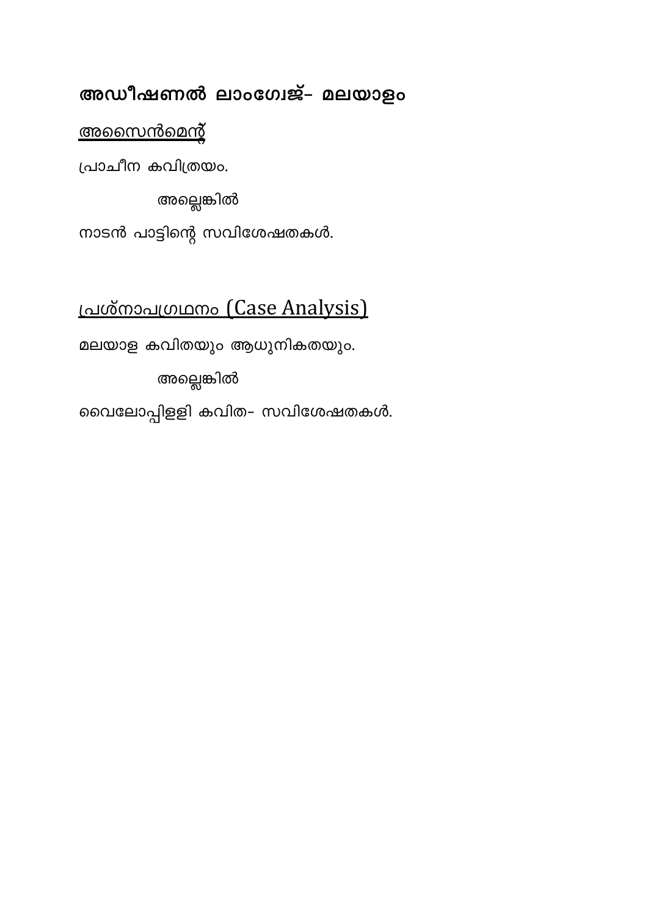**അഡീഷണൽ ലാംഗ്വേജ്- മലയാളം**

**<u>അസൈൻമെന്റ്</u>**

പ്രാചീന കവിത്രയം.

അല്ലെങ്കിൽ

നാടൻ പാട്ടിന്റെ സവിശേഷതകൾ.

<u>പ്രശ്നാപഗ്രഥനം (Case Analysis)</u>

മലയാള കവിതയും ആധുനികതയും.

അല്ലെങ്കിൽ

വൈലോപ്പിള്ളി കവിത- സവിശേഷതകൾ.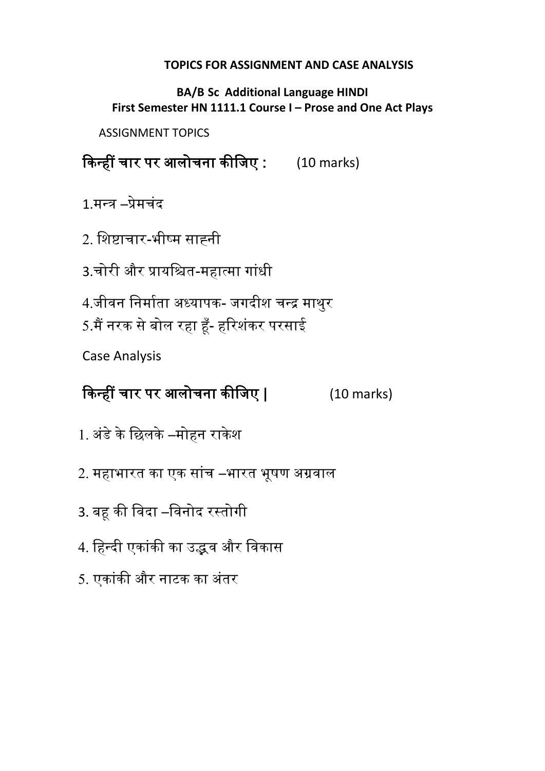**TOPICS FOR ASSIGNMENT AND CASE ANALYSIS**

**BA/B Sc Additional Language HINDI**
**First Semester HN 1111.1 Course I – Prose and One Act Plays**

ASSIGNMENT TOPICS

**किन्हीं चार पर आलोचना कीजिए :** (10 marks)

1.मन्त्र –प्रेमचंद

2. शिष्टाचार-भीष्म साहनी

3.चोरी और प्रायश्चित-महात्मा गांधी

4.जीवन निर्माता अध्यापक- जगदीश चन्द्र माथुर

5.मैं नरक से बोल रहा हूँ- हरिशंकर परसाई

Case Analysis

**किन्हीं चार पर आलोचना कीजिए |** (10 marks)

1. अंडे के छिलके –मोहन राकेश

2. महाभारत का एक सांच –भारत भूषण अग्रवाल

3. बहू की विदा –विनोद रस्तोगी

4. हिन्दी एकांकी का उद्भव और विकास

5. एकांकी और नाटक का अंतर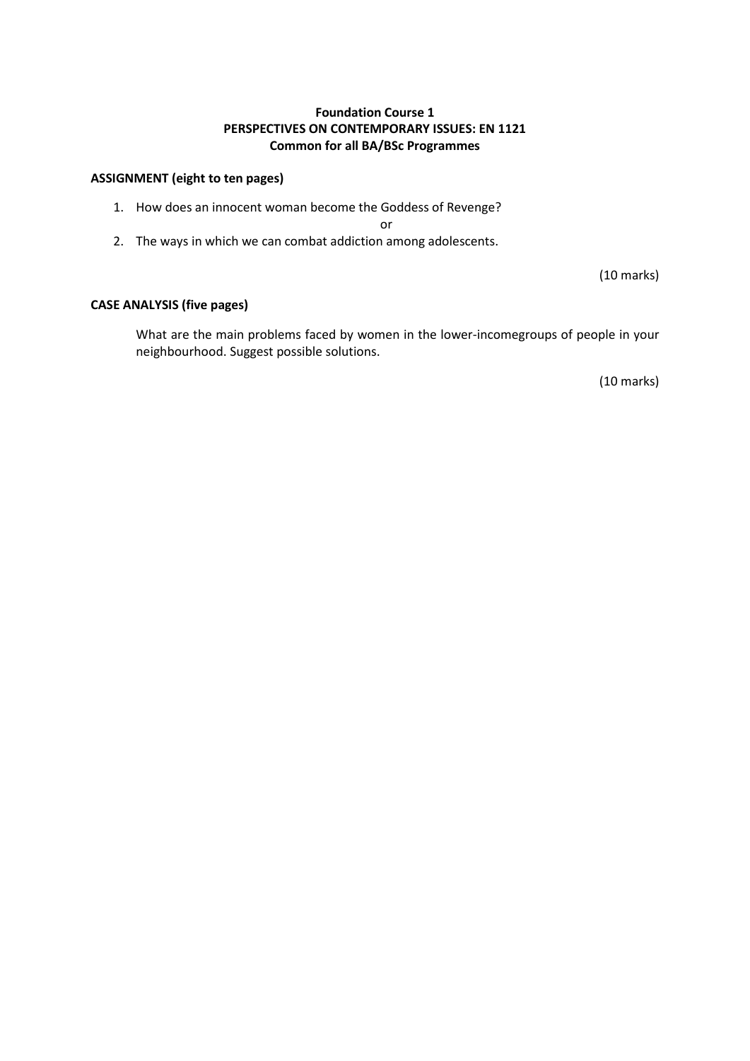**Foundation Course 1**
**PERSPECTIVES ON CONTEMPORARY ISSUES: EN 1121**
**Common for all BA/BSc Programmes**

**ASSIGNMENT (eight to ten pages)**

1. How does an innocent woman become the Goddess of Revenge?

   or

2. The ways in which we can combat addiction among adolescents.

(10 marks)

**CASE ANALYSIS (five pages)**

What are the main problems faced by women in the lower-incomegroups of people in your neighbourhood. Suggest possible solutions.

(10 marks)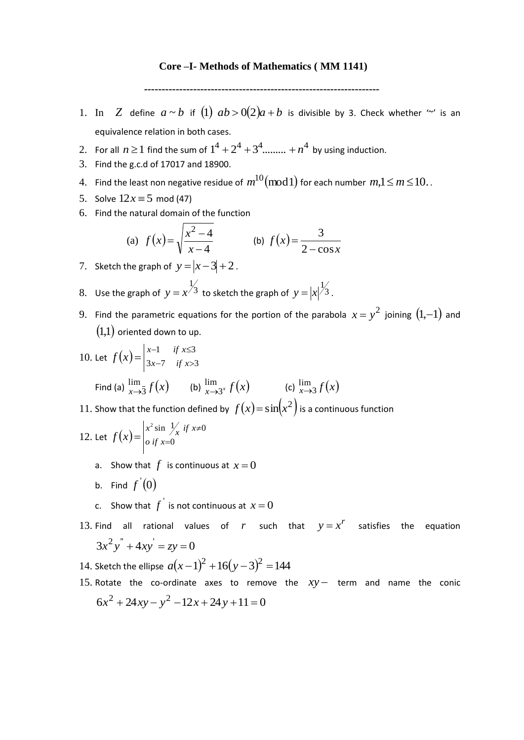# Core –I- Methods of Mathematics ( MM 1141)

---

1. In $Z$ define $a \sim b$ if $(1)$ $ab > 0(2)a + b$ is divisible by 3. Check whether '~' is an equivalence relation in both cases.
2. For all $n \geq 1$ find the sum of $1^4 + 2^4 + 3^4 ......... + n^4$ by using induction.
3. Find the g.c.d of 17017 and 18900.
4. Find the least non negative residue of $m^{10}(\text{mod}1)$ for each number $m, 1 \leq m \leq 10.$.
5. Solve $12x \equiv 5$ mod (47)
6. Find the natural domain of the function

   (a) $f(x) = \sqrt{\dfrac{x^2 - 4}{x - 4}}$ (b) $f(x) = \dfrac{3}{2 - \cos x}$

7. Sketch the graph of $y = |x - 3| + 2$.
8. Use the graph of $y = x^{1/3}$ to sketch the graph of $y = |x|^{1/3}$.
9. Find the parametric equations for the portion of the parabola $x = y^2$ joining $(1, -1)$ and $(1, 1)$ oriented down to up.
10. Let $f(x) = \begin{vmatrix} x-1 & if\ x \leq 3 \\ 3x-7 & if\ x > 3 \end{vmatrix}$

    Find (a) $\lim\limits_{x \to 3^-} f(x)$ (b) $\lim\limits_{x \to 3^+} f(x)$ (c) $\lim\limits_{x \to 3} f(x)$
11. Show that the function defined by $f(x) = \sin(x^2)$ is a continuous function
12. Let $f(x) = \begin{vmatrix} x^2 \sin \frac{1}{x} & if\ x \neq 0 \\ o\ if\ x = 0 \end{vmatrix}$
    a. Show that $f$ is continuous at $x = 0$
    b. Find $f^{'}(0)$
    c. Show that $f^{'}$ is not continuous at $x = 0$
13. Find all rational values of $r$ such that $y = x^r$ satisfies the equation $3x^2y^{"} + 4xy^{'} = zy = 0$
14. Sketch the ellipse $a(x-1)^2 + 16(y-3)^2 = 144$
15. Rotate the co-ordinate axes to remove the $xy-$ term and name the conic $6x^2 + 24xy - y^2 - 12x + 24y + 11 = 0$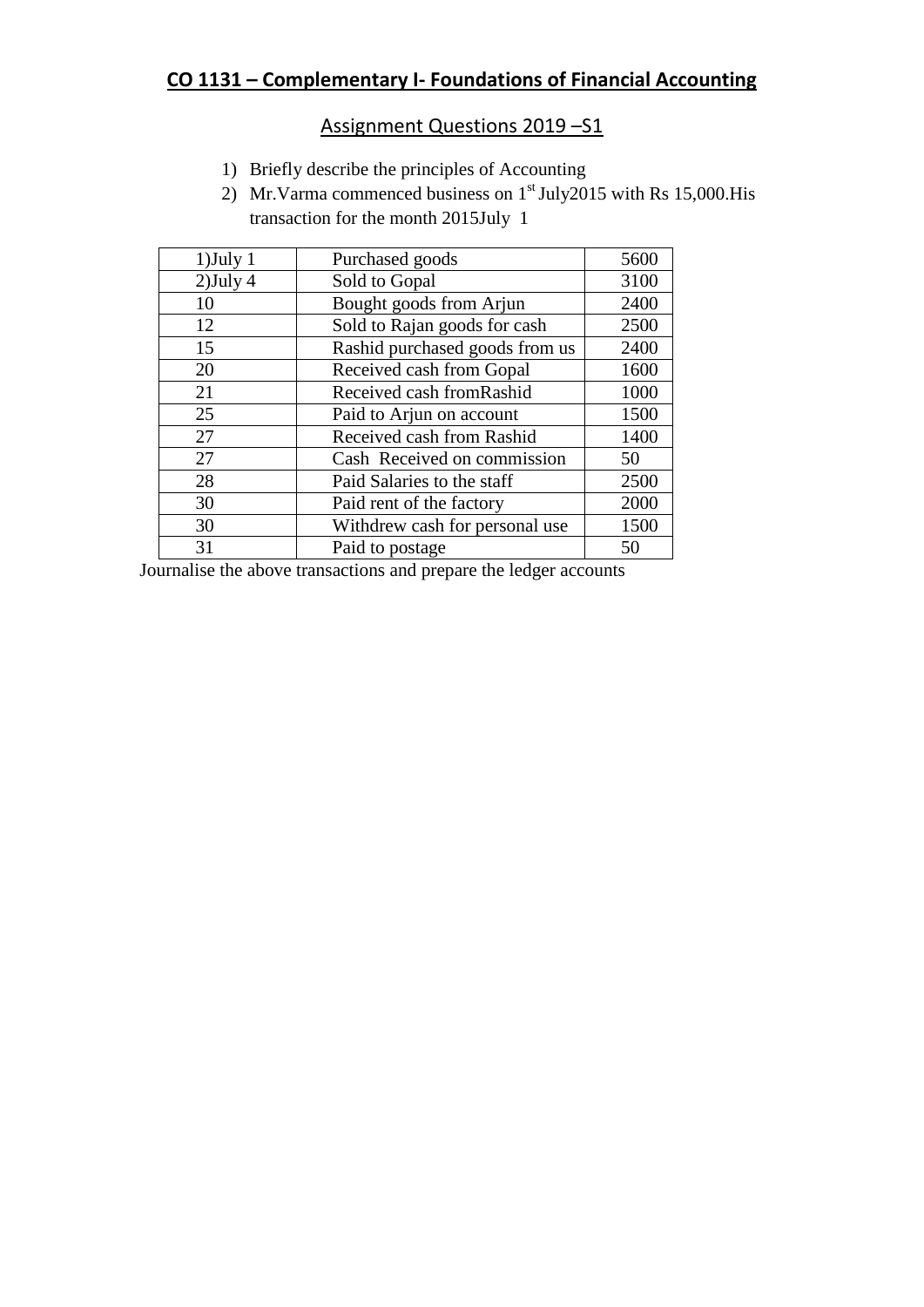## CO 1131 – Complementary I- Foundations of Financial Accounting

### Assignment Questions 2019 –S1

1) Briefly describe the principles of Accounting
2) Mr.Varma commenced business on 1st July2015 with Rs 15,000.His transaction for the month 2015July 1

| 1)July 1 | Purchased goods | 5600 |
|---|---|---|
| 2)July 4 | Sold to Gopal | 3100 |
| 10 | Bought goods from Arjun | 2400 |
| 12 | Sold to Rajan goods for cash | 2500 |
| 15 | Rashid purchased goods from us | 2400 |
| 20 | Received cash from Gopal | 1600 |
| 21 | Received cash fromRashid | 1000 |
| 25 | Paid to Arjun on account | 1500 |
| 27 | Received cash from Rashid | 1400 |
| 27 | Cash Received on commission | 50 |
| 28 | Paid Salaries to the staff | 2500 |
| 30 | Paid rent of the factory | 2000 |
| 30 | Withdrew cash for personal use | 1500 |
| 31 | Paid to postage | 50 |

Journalise the above transactions and prepare the ledger accounts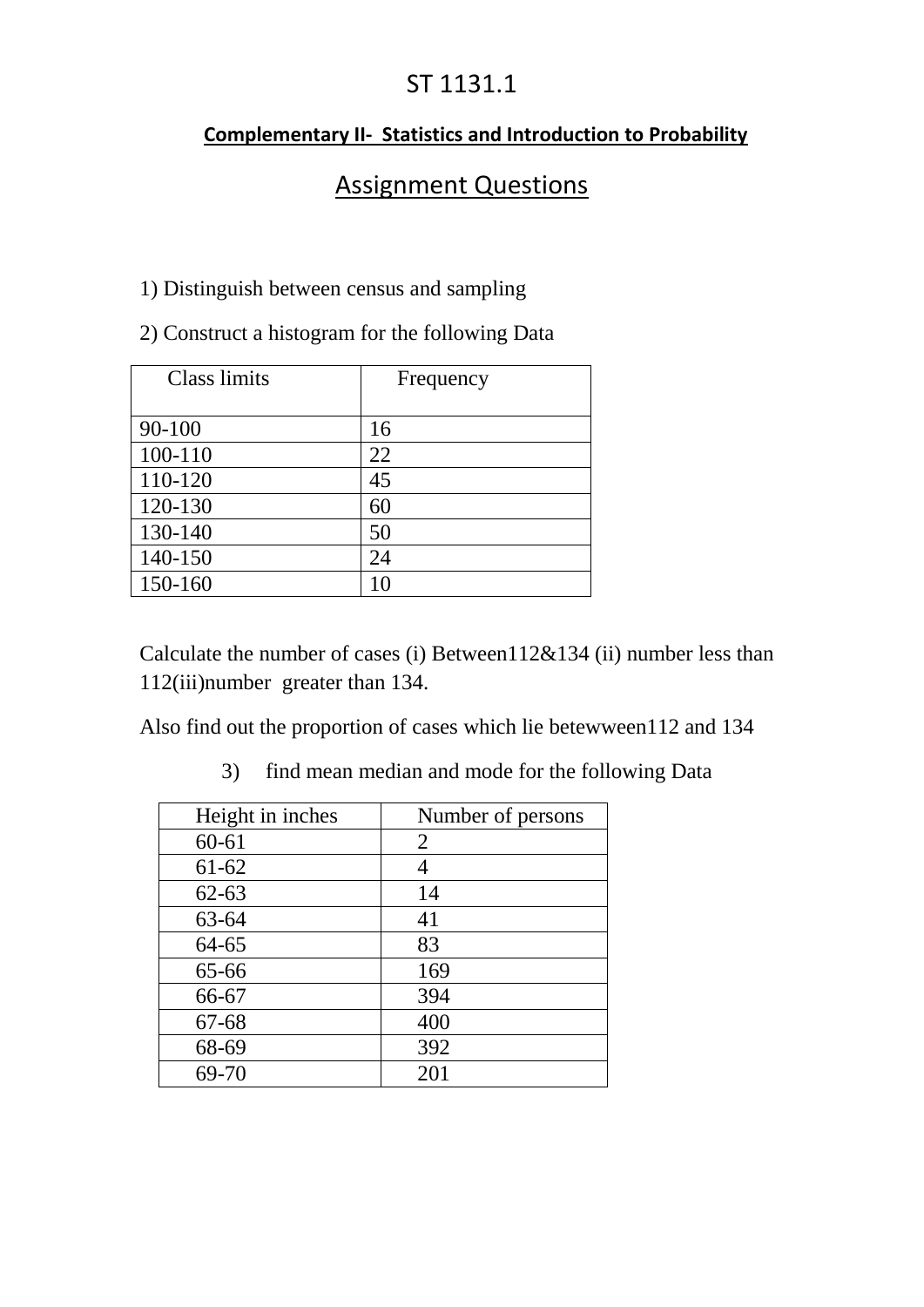# ST 1131.1

## Complementary II- Statistics and Introduction to Probability

## Assignment Questions

1) Distinguish between census and sampling

2) Construct a histogram for the following Data

| Class limits | Frequency |
|---|---|
| 90-100 | 16 |
| 100-110 | 22 |
| 110-120 | 45 |
| 120-130 | 60 |
| 130-140 | 50 |
| 140-150 | 24 |
| 150-160 | 10 |

Calculate the number of cases (i) Between112&134 (ii) number less than 112(iii)number greater than 134.

Also find out the proportion of cases which lie betewween112 and 134

3) find mean median and mode for the following Data

| Height in inches | Number of persons |
|---|---|
| 60-61 | 2 |
| 61-62 | 4 |
| 62-63 | 14 |
| 63-64 | 41 |
| 64-65 | 83 |
| 65-66 | 169 |
| 66-67 | 394 |
| 67-68 | 400 |
| 68-69 | 392 |
| 69-70 | 201 |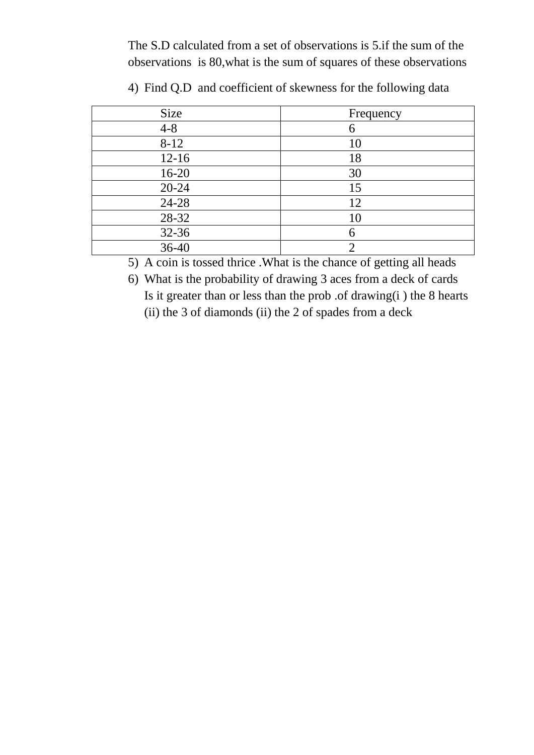The S.D calculated from a set of observations is 5.if the sum of the observations is 80,what is the sum of squares of these observations

4) Find Q.D and coefficient of skewness for the following data

| Size | Frequency |
|---|---|
| 4-8 | 6 |
| 8-12 | 10 |
| 12-16 | 18 |
| 16-20 | 30 |
| 20-24 | 15 |
| 24-28 | 12 |
| 28-32 | 10 |
| 32-36 | 6 |
| 36-40 | 2 |

5) A coin is tossed thrice .What is the chance of getting all heads
6) What is the probability of drawing 3 aces from a deck of cards Is it greater than or less than the prob .of drawing(i ) the 8 hearts (ii) the 3 of diamonds (ii) the 2 of spades from a deck